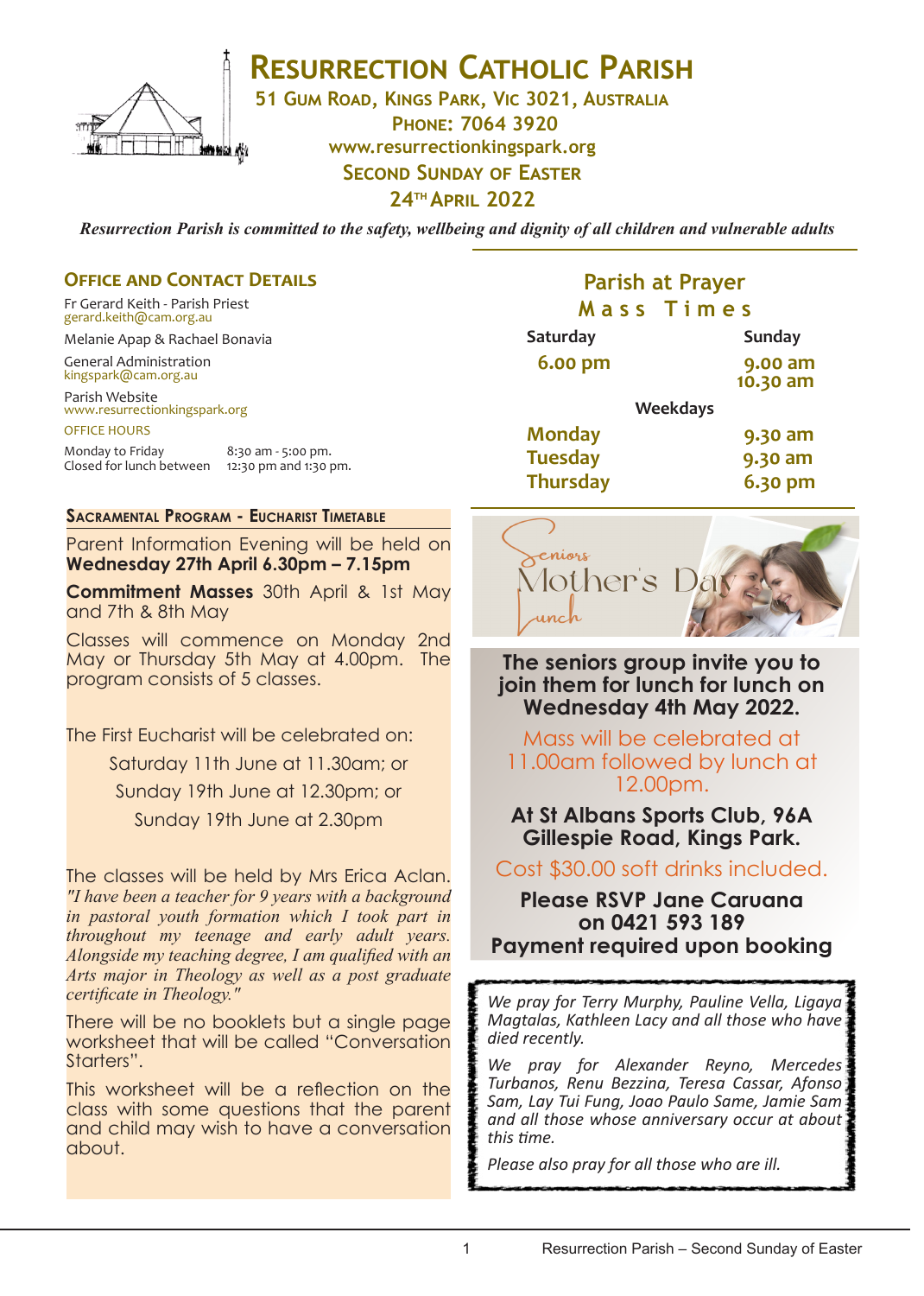# Resurrection Catholic Parish

**51 Gum Road, Kings Park, Vic 3021, Australia**
**Phone: 7064 3920**
**www.resurrectionkingspark.org**
**Second Sunday of Easter**
**24th April 2022**

***Resurrection Parish is committed to the safety, wellbeing and dignity of all children and vulnerable adults***

## Office and Contact Details

Fr Gerard Keith - Parish Priest
gerard.keith@cam.org.au

Melanie Apap & Rachael Bonavia

General Administration
kingspark@cam.org.au

Parish Website
www.resurrectionkingspark.org

OFFICE HOURS

Monday to Friday 8:30 am - 5:00 pm.
Closed for lunch between 12:30 pm and 1:30 pm.

### Sacramental Program - Eucharist Timetable

Parent Information Evening will be held on **Wednesday 27th April 6.30pm – 7.15pm**

**Commitment Masses** 30th April & 1st May and 7th & 8th May

Classes will commence on Monday 2nd May or Thursday 5th May at 4.00pm. The program consists of 5 classes.

The First Eucharist will be celebrated on:

Saturday 11th June at 11.30am; or
Sunday 19th June at 12.30pm; or
Sunday 19th June at 2.30pm

The classes will be held by Mrs Erica Aclan. *"I have been a teacher for 9 years with a background in pastoral youth formation which I took part in throughout my teenage and early adult years. Alongside my teaching degree, I am qualified with an Arts major in Theology as well as a post graduate certificate in Theology."*

There will be no booklets but a single page worksheet that will be called "Conversation Starters".

This worksheet will be a reflection on the class with some questions that the parent and child may wish to have a conversation about.

## Parish at Prayer

### Mass Times

| Saturday | Sunday |
|---|---|
| 6.00 pm | 9.00 am |
| | 10.30 am |

**Weekdays**

| | |
|---|---|
| Monday | 9.30 am |
| Tuesday | 9.30 am |
| Thursday | 6.30 pm |

## Seniors Mother's Day Lunch

**The seniors group invite you to join them for lunch for lunch on Wednesday 4th May 2022.**

Mass will be celebrated at 11.00am followed by lunch at 12.00pm.

**At St Albans Sports Club, 96A Gillespie Road, Kings Park.**

Cost $30.00 soft drinks included.

**Please RSVP Jane Caruana on 0421 593 189**
**Payment required upon booking**

*We pray for Terry Murphy, Pauline Vella, Ligaya Magtalas, Kathleen Lacy and all those who have died recently.*

*We pray for Alexander Reyno, Mercedes Turbanos, Renu Bezzina, Teresa Cassar, Afonso Sam, Lay Tui Fung, Joao Paulo Same, Jamie Sam and all those whose anniversary occur at about this time.*

*Please also pray for all those who are ill.*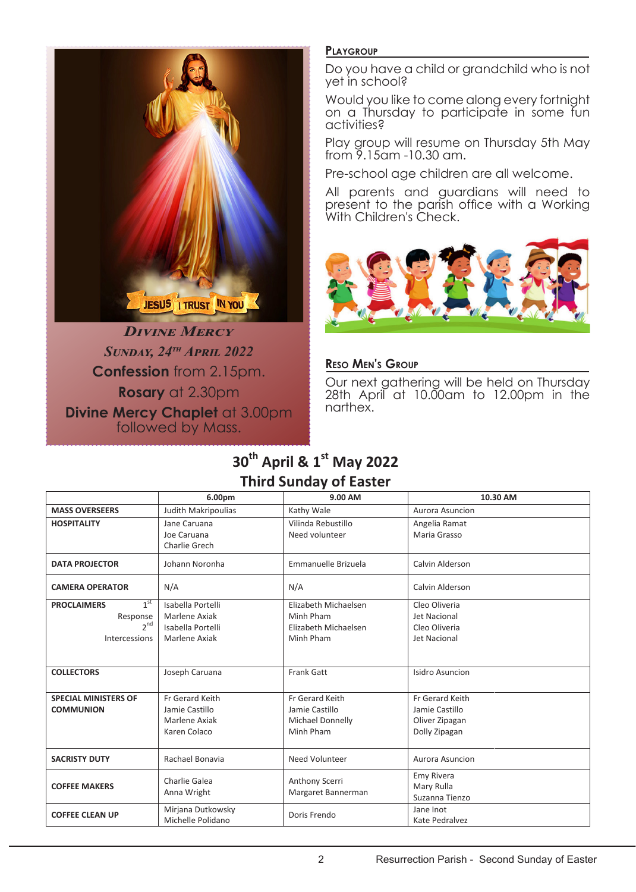**JESUS I TRUST IN YOU**

### *Divine Mercy*

*Sunday, 24th April 2022*

**Confession** from 2.15pm.

**Rosary** at 2.30pm

**Divine Mercy Chaplet** at 3.00pm followed by Mass.

## Playgroup

Do you have a child or grandchild who is not yet in school?

Would you like to come along every fortnight on a Thursday to participate in some fun activities?

Play group will resume on Thursday 5th May from 9.15am -10.30 am.

Pre-school age children are all welcome.

All parents and guardians will need to present to the parish office with a Working With Children's Check.

## Reso Men's Group

Our next gathering will be held on Thursday 28th April at 10.00am to 12.00pm in the narthex.

## 30th April & 1st May 2022
## Third Sunday of Easter

| | 6.00pm | 9.00 AM | 10.30 AM |
|---|---|---|---|
| **MASS OVERSEERS** | Judith Makripoulias | Kathy Wale | Aurora Asuncion |
| **HOSPITALITY** | Jane Caruana<br>Joe Caruana<br>Charlie Grech | Vilinda Rebustillo<br>Need volunteer | Angelia Ramat<br>Maria Grasso |
| **DATA PROJECTOR** | Johann Noronha | Emmanuelle Brizuela | Calvin Alderson |
| **CAMERA OPERATOR** | N/A | N/A | Calvin Alderson |
| **PROCLAIMERS** 1st<br>Response<br>2nd<br>Intercessions | Isabella Portelli<br>Marlene Axiak<br>Isabella Portelli<br>Marlene Axiak | Elizabeth Michaelsen<br>Minh Pham<br>Elizabeth Michaelsen<br>Minh Pham | Cleo Oliveria<br>Jet Nacional<br>Cleo Oliveria<br>Jet Nacional |
| **COLLECTORS** | Joseph Caruana | Frank Gatt | Isidro Asuncion |
| **SPECIAL MINISTERS OF COMMUNION** | Fr Gerard Keith<br>Jamie Castillo<br>Marlene Axiak<br>Karen Colaco | Fr Gerard Keith<br>Jamie Castillo<br>Michael Donnelly<br>Minh Pham | Fr Gerard Keith<br>Jamie Castillo<br>Oliver Zipagan<br>Dolly Zipagan |
| **SACRISTY DUTY** | Rachael Bonavia | Need Volunteer | Aurora Asuncion |
| **COFFEE MAKERS** | Charlie Galea<br>Anna Wright | Anthony Scerri<br>Margaret Bannerman | Emy Rivera<br>Mary Rulla<br>Suzanna Tienzo |
| **COFFEE CLEAN UP** | Mirjana Dutkowsky<br>Michelle Polidano | Doris Frendo | Jane Inot<br>Kate Pedralvez |